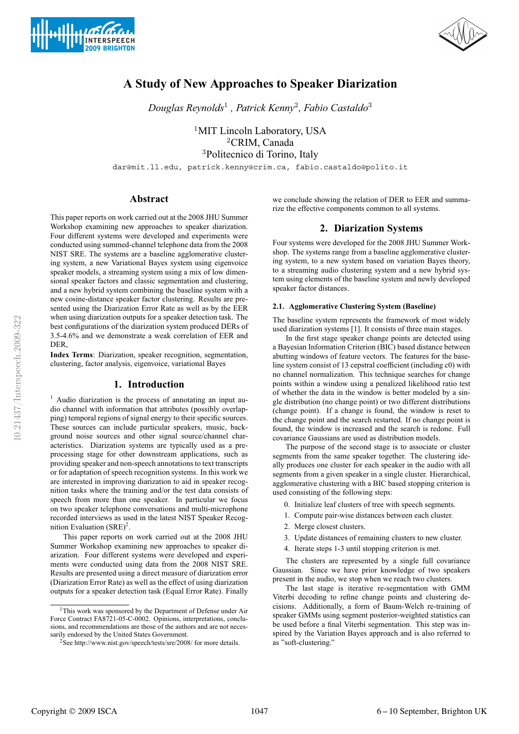# A Study of New Approaches to Speaker Diarization

*Douglas Reynolds*[1] , *Patrick Kenny*[2], *Fabio Castaldo*[3]

[1]MIT Lincoln Laboratory, USA
[2]CRIM, Canada
[3]Politecnico di Torino, Italy

dar@mit.ll.edu, patrick.kenny@crim.ca, fabio.castaldo@polito.it

## Abstract

This paper reports on work carried out at the 2008 JHU Summer Workshop examining new approaches to speaker diarization. Four different systems were developed and experiments were conducted using summed-channel telephone data from the 2008 NIST SRE. The systems are a baseline agglomerative clustering system, a new Variational Bayes system using eigenvoice speaker models, a streaming system using a mix of low dimensional speaker factors and classic segmentation and clustering, and a new hybrid system combining the baseline system with a new cosine-distance speaker factor clustering. Results are presented using the Diarization Error Rate as well as by the EER when using diarization outputs for a speaker detection task. The best configurations of the diarization system produced DERs of 3.5-4.6% and we demonstrate a weak correlation of EER and DER,

**Index Terms**: Diarization, speaker recognition, segmentation, clustering, factor analysis, eigenvoice, variational Bayes

## 1. Introduction

[1] Audio diarization is the process of annotating an input audio channel with information that attributes (possibly overlapping) temporal regions of signal energy to their specific sources. These sources can include particular speakers, music, background noise sources and other signal source/channel characteristics. Diarization systems are typically used as a preprocessing stage for other downstream applications, such as providing speaker and non-speech annotations to text transcripts or for adaptation of speech recognition systems. In this work we are interested in improving diarization to aid in speaker recognition tasks where the training and/or the test data consists of speech from more than one speaker. In particular we focus on two speaker telephone conversations and multi-microphone recorded interviews as used in the latest NIST Speaker Recognition Evaluation (SRE)[2].

This paper reports on work carried out at the 2008 JHU Summer Workshop examining new approaches to speaker diarization. Four different systems were developed and experiments were conducted using data from the 2008 NIST SRE. Results are presented using a direct measure of diarization error (Diarization Error Rate) as well as the effect of using diarization outputs for a speaker detection task (Equal Error Rate). Finally we conclude showing the relation of DER to EER and summarize the effective components common to all systems.

## 2. Diarization Systems

Four systems were developed for the 2008 JHU Summer Workshop. The systems range from a baseline agglomerative clustering system, to a new system based on variation Bayes theory, to a streaming audio clustering system and a new hybrid system using elements of the baseline system and newly developed speaker factor distances.

### 2.1. Agglomerative Clustering System (Baseline)

The baseline system represents the framework of most widely used diarization systems [1]. It consists of three main stages.

In the first stage speaker change points are detected using a Bayesian Information Criterion (BIC) based distance between abutting windows of feature vectors. The features for the baseline system consist of 13 cepstral coefficient (including c0) with no channel normalization. This technique searches for change points within a window using a penalized likelihood ratio test of whether the data in the window is better modeled by a single distribution (no change point) or two different distributions (change point). If a change is found, the window is reset to the change point and the search restarted. If no change point is found, the window is increased and the search is redone. Full covariance Gaussians are used as distribution models.

The purpose of the second stage is to associate or cluster segments from the same speaker together. The clustering ideally produces one cluster for each speaker in the audio with all segments from a given speaker in a single cluster. Hierarchical, agglomerative clustering with a BIC based stopping criterion is used consisting of the following steps:

0. Initialize leaf clusters of tree with speech segments.
1. Compute pair-wise distances between each cluster.
2. Merge closest clusters.
3. Update distances of remaining clusters to new cluster.
4. Iterate steps 1-3 until stopping criterion is met.

The clusters are represented by a single full covariance Gaussian. Since we have prior knowledge of two speakers present in the audio, we stop when we reach two clusters.

The last stage is iterative re-segmentation with GMM Viterbi decoding to refine change points and clustering decisions. Additionally, a form of Baum-Welch re-training of speaker GMMs using segment posterior-weighted statistics can be used before a final Viterbi segmentation. This step was inspired by the Variation Bayes approach and is also referred to as "soft-clustering."

[1]This work was sponsored by the Department of Defense under Air Force Contract FA8721-05-C-0002. Opinions, interpretations, conclusions, and recommendations are those of the authors and are not necessarily endorsed by the United States Government.

[2]See http://www.nist.gov/speech/tests/sre/2008/ for more details.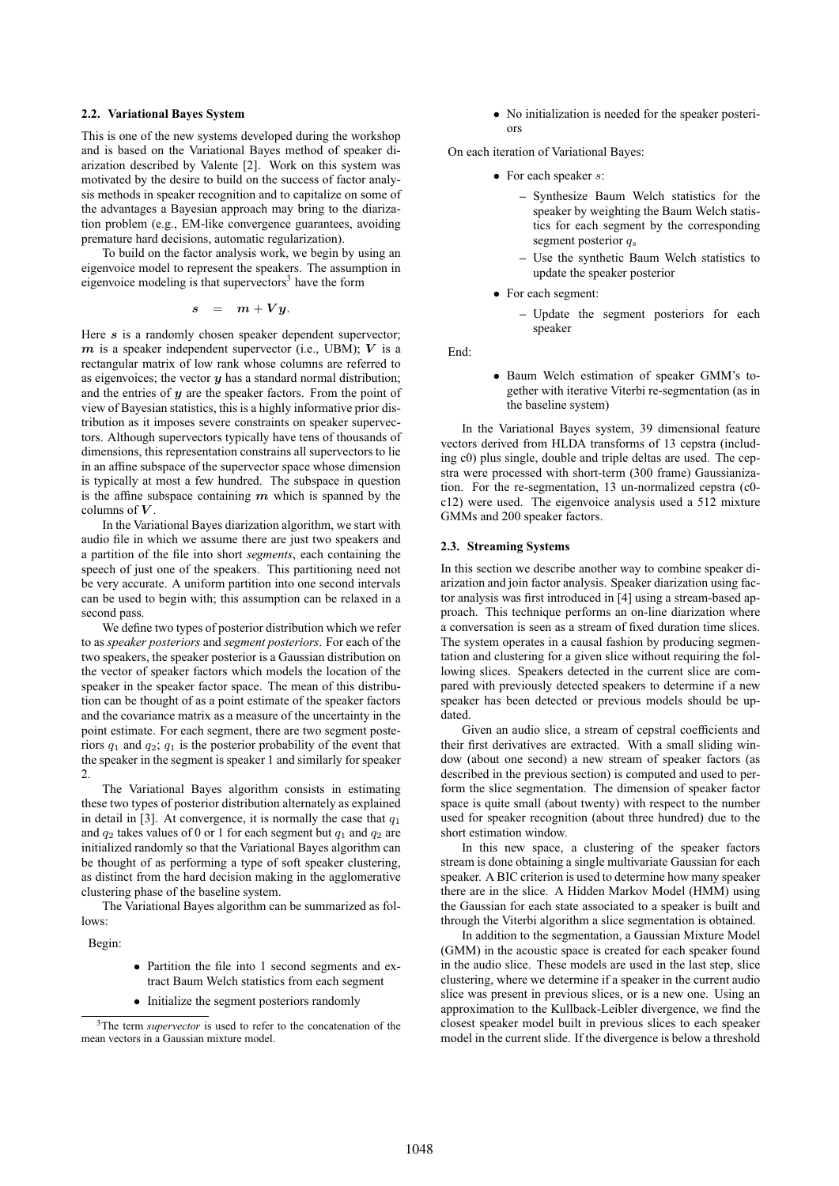### 2.2. Variational Bayes System

This is one of the new systems developed during the workshop and is based on the Variational Bayes method of speaker diarization described by Valente [2]. Work on this system was motivated by the desire to build on the success of factor analysis methods in speaker recognition and to capitalize on some of the advantages a Bayesian approach may bring to the diarization problem (e.g., EM-like convergence guarantees, avoiding premature hard decisions, automatic regularization).

To build on the factor analysis work, we begin by using an eigenvoice model to represent the speakers. The assumption in eigenvoice modeling is that supervectors[3] have the form

$$\boldsymbol{s} \;\; = \;\; \boldsymbol{m} + \boldsymbol{V}\boldsymbol{y}.$$

Here $\boldsymbol{s}$ is a randomly chosen speaker dependent supervector; $\boldsymbol{m}$ is a speaker independent supervector (i.e., UBM); $\boldsymbol{V}$ is a rectangular matrix of low rank whose columns are referred to as eigenvoices; the vector $\boldsymbol{y}$ has a standard normal distribution; and the entries of $\boldsymbol{y}$ are the speaker factors. From the point of view of Bayesian statistics, this is a highly informative prior distribution as it imposes severe constraints on speaker supervectors. Although supervectors typically have tens of thousands of dimensions, this representation constrains all supervectors to lie in an affine subspace of the supervector space whose dimension is typically at most a few hundred. The subspace in question is the affine subspace containing $\boldsymbol{m}$ which is spanned by the columns of $\boldsymbol{V}$.

In the Variational Bayes diarization algorithm, we start with audio file in which we assume there are just two speakers and a partition of the file into short *segments*, each containing the speech of just one of the speakers. This partitioning need not be very accurate. A uniform partition into one second intervals can be used to begin with; this assumption can be relaxed in a second pass.

We define two types of posterior distribution which we refer to as *speaker posteriors* and *segment posteriors*. For each of the two speakers, the speaker posterior is a Gaussian distribution on the vector of speaker factors which models the location of the speaker in the speaker factor space. The mean of this distribution can be thought of as a point estimate of the speaker factors and the covariance matrix as a measure of the uncertainty in the point estimate. For each segment, there are two segment posteriors $q_1$ and $q_2$; $q_1$ is the posterior probability of the event that the speaker in the segment is speaker 1 and similarly for speaker 2.

The Variational Bayes algorithm consists in estimating these two types of posterior distribution alternately as explained in detail in [3]. At convergence, it is normally the case that $q_1$ and $q_2$ takes values of 0 or 1 for each segment but $q_1$ and $q_2$ are initialized randomly so that the Variational Bayes algorithm can be thought of as performing a type of soft speaker clustering, as distinct from the hard decision making in the agglomerative clustering phase of the baseline system.

The Variational Bayes algorithm can be summarized as follows:

Begin:

- Partition the file into 1 second segments and extract Baum Welch statistics from each segment
- Initialize the segment posteriors randomly
- No initialization is needed for the speaker posteriors

On each iteration of Variational Bayes:

- For each speaker $s$:
  - Synthesize Baum Welch statistics for the speaker by weighting the Baum Welch statistics for each segment by the corresponding segment posterior $q_s$
  - Use the synthetic Baum Welch statistics to update the speaker posterior
- For each segment:
  - Update the segment posteriors for each speaker

End:

- Baum Welch estimation of speaker GMM's together with iterative Viterbi re-segmentation (as in the baseline system)

In the Variational Bayes system, 39 dimensional feature vectors derived from HLDA transforms of 13 cepstra (including c0) plus single, double and triple deltas are used. The cepstra were processed with short-term (300 frame) Gaussianization. For the re-segmentation, 13 un-normalized cepstra (c0-c12) were used. The eigenvoice analysis used a 512 mixture GMMs and 200 speaker factors.

[3] The term *supervector* is used to refer to the concatenation of the mean vectors in a Gaussian mixture model.

### 2.3. Streaming Systems

In this section we describe another way to combine speaker diarization and join factor analysis. Speaker diarization using factor analysis was first introduced in [4] using a stream-based approach. This technique performs an on-line diarization where a conversation is seen as a stream of fixed duration time slices. The system operates in a causal fashion by producing segmentation and clustering for a given slice without requiring the following slices. Speakers detected in the current slice are compared with previously detected speakers to determine if a new speaker has been detected or previous models should be updated.

Given an audio slice, a stream of cepstral coefficients and their first derivatives are extracted. With a small sliding window (about one second) a new stream of speaker factors (as described in the previous section) is computed and used to perform the slice segmentation. The dimension of speaker factor space is quite small (about twenty) with respect to the number used for speaker recognition (about three hundred) due to the short estimation window.

In this new space, a clustering of the speaker factors stream is done obtaining a single multivariate Gaussian for each speaker. A BIC criterion is used to determine how many speaker there are in the slice. A Hidden Markov Model (HMM) using the Gaussian for each state associated to a speaker is built and through the Viterbi algorithm a slice segmentation is obtained.

In addition to the segmentation, a Gaussian Mixture Model (GMM) in the acoustic space is created for each speaker found in the audio slice. These models are used in the last step, slice clustering, where we determine if a speaker in the current audio slice was present in previous slices, or is a new one. Using an approximation to the Kullback-Leibler divergence, we find the closest speaker model built in previous slices to each speaker model in the current slide. If the divergence is below a threshold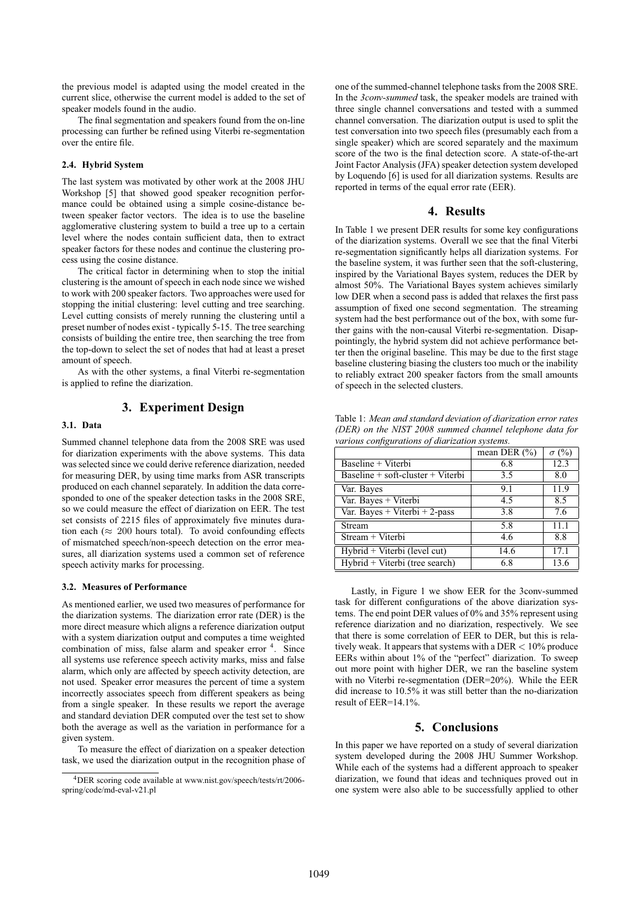the previous model is adapted using the model created in the current slice, otherwise the current model is added to the set of speaker models found in the audio.

The final segmentation and speakers found from the on-line processing can further be refined using Viterbi re-segmentation over the entire file.

### 2.4. Hybrid System

The last system was motivated by other work at the 2008 JHU Workshop [5] that showed good speaker recognition performance could be obtained using a simple cosine-distance between speaker factor vectors. The idea is to use the baseline agglomerative clustering system to build a tree up to a certain level where the nodes contain sufficient data, then to extract speaker factors for these nodes and continue the clustering process using the cosine distance.

The critical factor in determining when to stop the initial clustering is the amount of speech in each node since we wished to work with 200 speaker factors. Two approaches were used for stopping the initial clustering: level cutting and tree searching. Level cutting consists of merely running the clustering until a preset number of nodes exist - typically 5-15. The tree searching consists of building the entire tree, then searching the tree from the top-down to select the set of nodes that had at least a preset amount of speech.

As with the other systems, a final Viterbi re-segmentation is applied to refine the diarization.

## 3. Experiment Design

### 3.1. Data

Summed channel telephone data from the 2008 SRE was used for diarization experiments with the above systems. This data was selected since we could derive reference diarization, needed for measuring DER, by using time marks from ASR transcripts produced on each channel separately. In addition the data corresponded to one of the speaker detection tasks in the 2008 SRE, so we could measure the effect of diarization on EER. The test set consists of 2215 files of approximately five minutes duration each ($\approx$ 200 hours total). To avoid confounding effects of mismatched speech/non-speech detection on the error measures, all diarization systems used a common set of reference speech activity marks for processing.

### 3.2. Measures of Performance

As mentioned earlier, we used two measures of performance for the diarization systems. The diarization error rate (DER) is the more direct measure which aligns a reference diarization output with a system diarization output and computes a time weighted combination of miss, false alarm and speaker error [4]. Since all systems use reference speech activity marks, miss and false alarm, which only are affected by speech activity detection, are not used. Speaker error measures the percent of time a system incorrectly associates speech from different speakers as being from a single speaker. In these results we report the average and standard deviation DER computed over the test set to show both the average as well as the variation in performance for a given system.

To measure the effect of diarization on a speaker detection task, we used the diarization output in the recognition phase of one of the summed-channel telephone tasks from the 2008 SRE. In the *3conv-summed* task, the speaker models are trained with three single channel conversations and tested with a summed channel conversation. The diarization output is used to split the test conversation into two speech files (presumably each from a single speaker) which are scored separately and the maximum score of the two is the final detection score. A state-of-the-art Joint Factor Analysis (JFA) speaker detection system developed by Loquendo [6] is used for all diarization systems. Results are reported in terms of the equal error rate (EER).

[4] DER scoring code available at www.nist.gov/speech/tests/rt/2006-spring/code/md-eval-v21.pl

## 4. Results

In Table 1 we present DER results for some key configurations of the diarization systems. Overall we see that the final Viterbi re-segmentation significantly helps all diarization systems. For the baseline system, it was further seen that the soft-clustering, inspired by the Variational Bayes system, reduces the DER by almost 50%. The Variational Bayes system achieves similarly low DER when a second pass is added that relaxes the first pass assumption of fixed one second segmentation. The streaming system had the best performance out of the box, with some further gains with the non-causal Viterbi re-segmentation. Disappointingly, the hybrid system did not achieve performance better then the original baseline. This may be due to the first stage baseline clustering biasing the clusters too much or the inability to reliably extract 200 speaker factors from the small amounts of speech in the selected clusters.

Table 1: *Mean and standard deviation of diarization error rates (DER) on the NIST 2008 summed channel telephone data for various configurations of diarization systems.*

| | mean DER (%) | $\sigma$ (%) |
|---|---|---|
| Baseline + Viterbi | 6.8 | 12.3 |
| Baseline + soft-cluster + Viterbi | 3.5 | 8.0 |
| Var. Bayes | 9.1 | 11.9 |
| Var. Bayes + Viterbi | 4.5 | 8.5 |
| Var. Bayes + Viterbi + 2-pass | 3.8 | 7.6 |
| Stream | 5.8 | 11.1 |
| Stream + Viterbi | 4.6 | 8.8 |
| Hybrid + Viterbi (level cut) | 14.6 | 17.1 |
| Hybrid + Viterbi (tree search) | 6.8 | 13.6 |

Lastly, in Figure 1 we show EER for the 3conv-summed task for different configurations of the above diarization systems. The end point DER values of 0% and 35% represent using reference diarization and no diarization, respectively. We see that there is some correlation of EER to DER, but this is relatively weak. It appears that systems with a DER $<$ 10% produce EERs within about 1% of the "perfect" diarization. To sweep out more point with higher DER, we ran the baseline system with no Viterbi re-segmentation (DER=20%). While the EER did increase to 10.5% it was still better than the no-diarization result of EER=14.1%.

## 5. Conclusions

In this paper we have reported on a study of several diarization system developed during the 2008 JHU Summer Workshop. While each of the systems had a different approach to speaker diarization, we found that ideas and techniques proved out in one system were also able to be successfully applied to other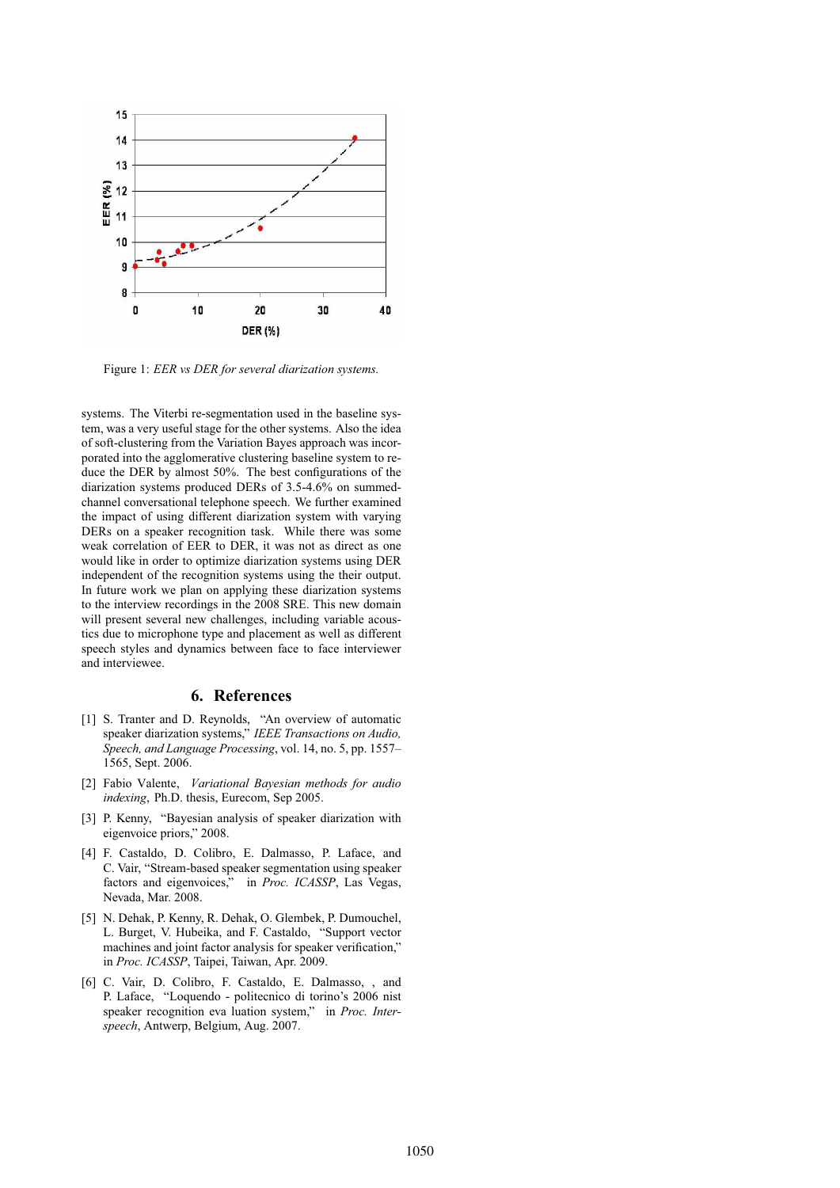15

14

13

12

11

10

9

8

EER (%)

0 10 20 30 40

DER (%)

Figure 1: *EER vs DER for several diarization systems.*

systems. The Viterbi re-segmentation used in the baseline system, was a very useful stage for the other systems. Also the idea of soft-clustering from the Variation Bayes approach was incorporated into the agglomerative clustering baseline system to reduce the DER by almost 50%. The best configurations of the diarization systems produced DERs of 3.5-4.6% on summed-channel conversational telephone speech. We further examined the impact of using different diarization system with varying DERs on a speaker recognition task. While there was some weak correlation of EER to DER, it was not as direct as one would like in order to optimize diarization systems using DER independent of the recognition systems using the their output. In future work we plan on applying these diarization systems to the interview recordings in the 2008 SRE. This new domain will present several new challenges, including variable acoustics due to microphone type and placement as well as different speech styles and dynamics between face to face interviewer and interviewee.

## 6. References

[1] S. Tranter and D. Reynolds, "An overview of automatic speaker diarization systems," *IEEE Transactions on Audio, Speech, and Language Processing*, vol. 14, no. 5, pp. 1557–1565, Sept. 2006.

[2] Fabio Valente, *Variational Bayesian methods for audio indexing*, Ph.D. thesis, Eurecom, Sep 2005.

[3] P. Kenny, "Bayesian analysis of speaker diarization with eigenvoice priors," 2008.

[4] F. Castaldo, D. Colibro, E. Dalmasso, P. Laface, and C. Vair, "Stream-based speaker segmentation using speaker factors and eigenvoices," in *Proc. ICASSP*, Las Vegas, Nevada, Mar. 2008.

[5] N. Dehak, P. Kenny, R. Dehak, O. Glembek, P. Dumouchel, L. Burget, V. Hubeika, and F. Castaldo, "Support vector machines and joint factor analysis for speaker verification," in *Proc. ICASSP*, Taipei, Taiwan, Apr. 2009.

[6] C. Vair, D. Colibro, F. Castaldo, E. Dalmasso, , and P. Laface, "Loquendo - politecnico di torino's 2006 nist speaker recognition eva luation system," in *Proc. Interspeech*, Antwerp, Belgium, Aug. 2007.